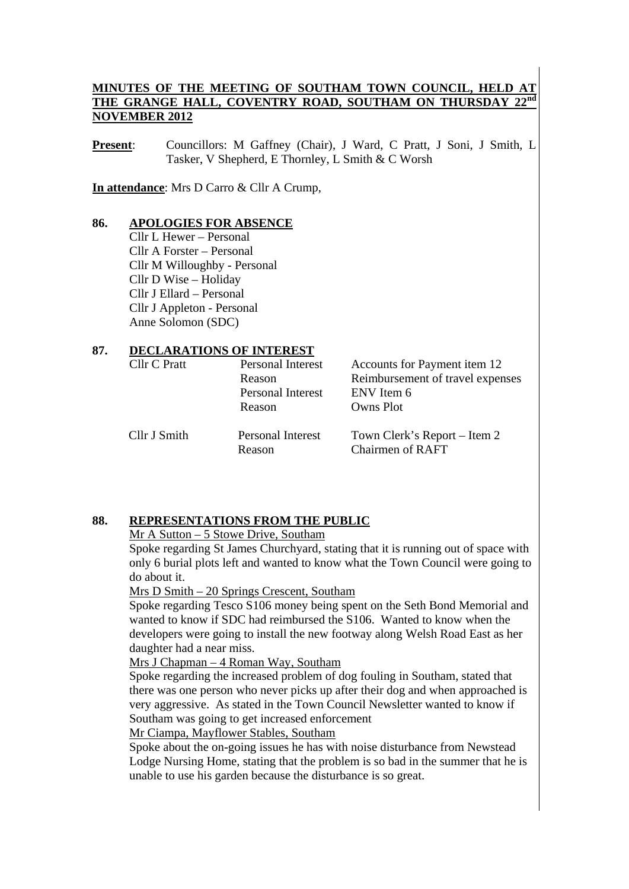**MINUTES OF THE MEETING OF SOUTHAM TOWN COUNCIL, HELD AT THE GRANGE HALL, COVENTRY ROAD, SOUTHAM ON THURSDAY 22nd NOVEMBER 2012**

**Present**: Councillors: M Gaffney (Chair), J Ward, C Pratt, J Soni, J Smith, L Tasker, V Shepherd, E Thornley, L Smith & C Worsh

**In attendance**: Mrs D Carro & Cllr A Crump,

## 86. APOLOGIES FOR ABSENCE

Cllr L Hewer – Personal
Cllr A Forster – Personal
Cllr M Willoughby - Personal
Cllr D Wise – Holiday
Cllr J Ellard – Personal
Cllr J Appleton - Personal
Anne Solomon (SDC)

## 87. DECLARATIONS OF INTEREST

| | | |
|---|---|---|
| Cllr C Pratt | Personal Interest | Accounts for Payment item 12 |
| | Reason | Reimbursement of travel expenses |
| | Personal Interest | ENV Item 6 |
| | Reason | Owns Plot |
| Cllr J Smith | Personal Interest | Town Clerk's Report – Item 2 |
| | Reason | Chairmen of RAFT |

## 88. REPRESENTATIONS FROM THE PUBLIC

Mr A Sutton – 5 Stowe Drive, Southam

Spoke regarding St James Churchyard, stating that it is running out of space with only 6 burial plots left and wanted to know what the Town Council were going to do about it.

Mrs D Smith – 20 Springs Crescent, Southam

Spoke regarding Tesco S106 money being spent on the Seth Bond Memorial and wanted to know if SDC had reimbursed the S106. Wanted to know when the developers were going to install the new footway along Welsh Road East as her daughter had a near miss.

Mrs J Chapman – 4 Roman Way, Southam

Spoke regarding the increased problem of dog fouling in Southam, stated that there was one person who never picks up after their dog and when approached is very aggressive. As stated in the Town Council Newsletter wanted to know if Southam was going to get increased enforcement

Mr Ciampa, Mayflower Stables, Southam

Spoke about the on-going issues he has with noise disturbance from Newstead Lodge Nursing Home, stating that the problem is so bad in the summer that he is unable to use his garden because the disturbance is so great.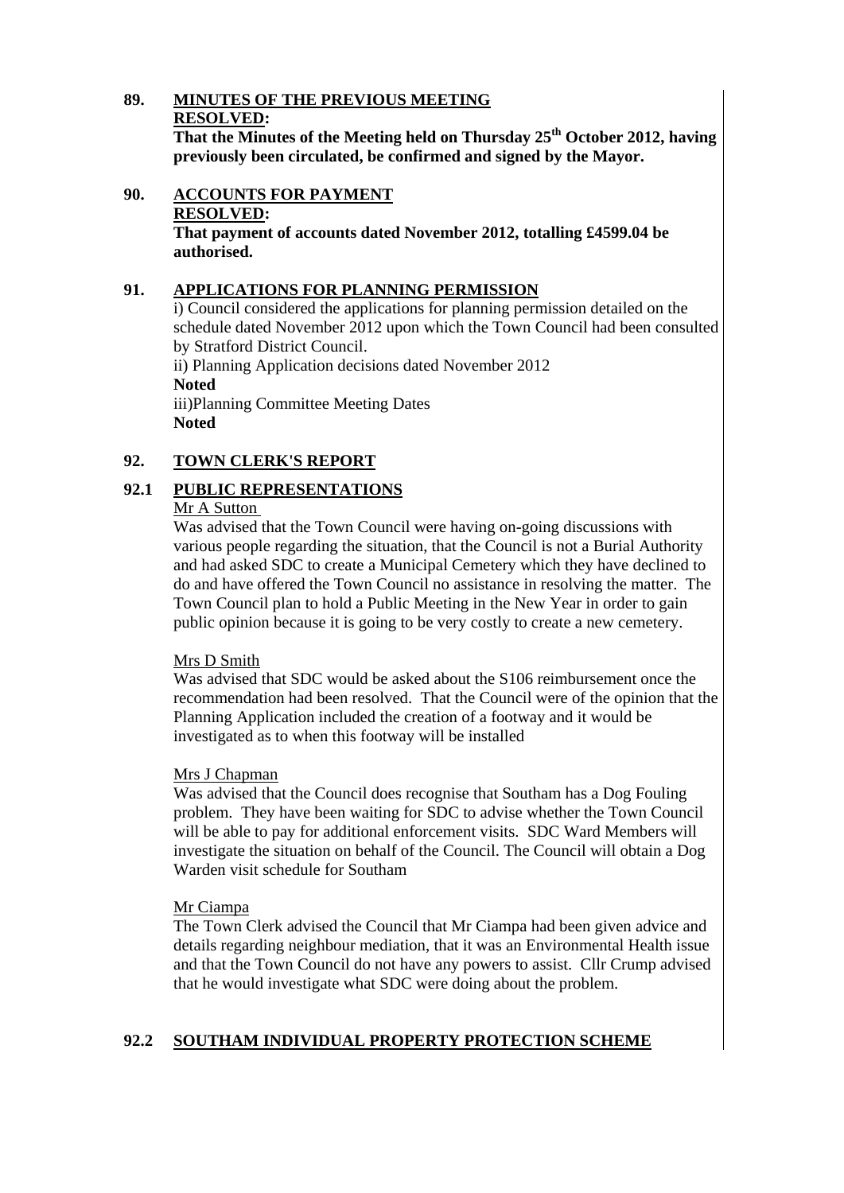## 89. MINUTES OF THE PREVIOUS MEETING

**RESOLVED:**

**That the Minutes of the Meeting held on Thursday 25th October 2012, having previously been circulated, be confirmed and signed by the Mayor.**

## 90. ACCOUNTS FOR PAYMENT

**RESOLVED:**

**That payment of accounts dated November 2012, totalling £4599.04 be authorised.**

## 91. APPLICATIONS FOR PLANNING PERMISSION

i) Council considered the applications for planning permission detailed on the schedule dated November 2012 upon which the Town Council had been consulted by Stratford District Council.

ii) Planning Application decisions dated November 2012

**Noted**

iii)Planning Committee Meeting Dates

**Noted**

## 92. TOWN CLERK'S REPORT

### 92.1 PUBLIC REPRESENTATIONS

Mr A Sutton

Was advised that the Town Council were having on-going discussions with various people regarding the situation, that the Council is not a Burial Authority and had asked SDC to create a Municipal Cemetery which they have declined to do and have offered the Town Council no assistance in resolving the matter. The Town Council plan to hold a Public Meeting in the New Year in order to gain public opinion because it is going to be very costly to create a new cemetery.

Mrs D Smith

Was advised that SDC would be asked about the S106 reimbursement once the recommendation had been resolved. That the Council were of the opinion that the Planning Application included the creation of a footway and it would be investigated as to when this footway will be installed

Mrs J Chapman

Was advised that the Council does recognise that Southam has a Dog Fouling problem. They have been waiting for SDC to advise whether the Town Council will be able to pay for additional enforcement visits. SDC Ward Members will investigate the situation on behalf of the Council. The Council will obtain a Dog Warden visit schedule for Southam

Mr Ciampa

The Town Clerk advised the Council that Mr Ciampa had been given advice and details regarding neighbour mediation, that it was an Environmental Health issue and that the Town Council do not have any powers to assist. Cllr Crump advised that he would investigate what SDC were doing about the problem.

### 92.2 SOUTHAM INDIVIDUAL PROPERTY PROTECTION SCHEME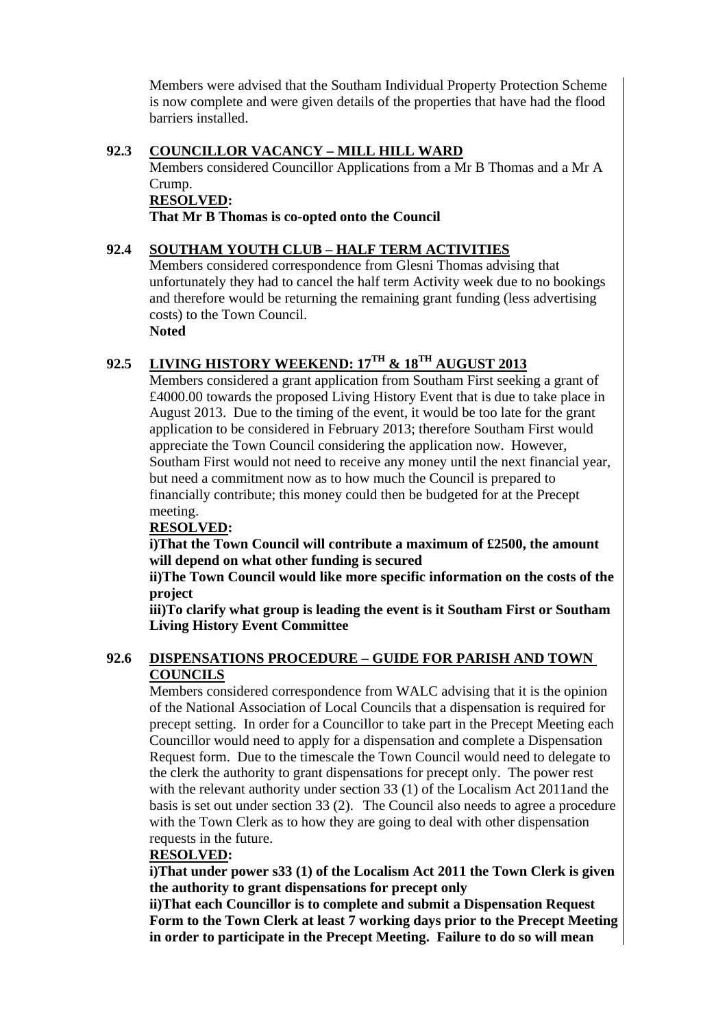Members were advised that the Southam Individual Property Protection Scheme is now complete and were given details of the properties that have had the flood barriers installed.

## 92.3 COUNCILLOR VACANCY – MILL HILL WARD

Members considered Councillor Applications from a Mr B Thomas and a Mr A Crump.

**RESOLVED:**

**That Mr B Thomas is co-opted onto the Council**

## 92.4 SOUTHAM YOUTH CLUB – HALF TERM ACTIVITIES

Members considered correspondence from Glesni Thomas advising that unfortunately they had to cancel the half term Activity week due to no bookings and therefore would be returning the remaining grant funding (less advertising costs) to the Town Council.

**Noted**

## 92.5 LIVING HISTORY WEEKEND: 17TH & 18TH AUGUST 2013

Members considered a grant application from Southam First seeking a grant of £4000.00 towards the proposed Living History Event that is due to take place in August 2013. Due to the timing of the event, it would be too late for the grant application to be considered in February 2013; therefore Southam First would appreciate the Town Council considering the application now. However, Southam First would not need to receive any money until the next financial year, but need a commitment now as to how much the Council is prepared to financially contribute; this money could then be budgeted for at the Precept meeting.

**RESOLVED:**

**i)That the Town Council will contribute a maximum of £2500, the amount will depend on what other funding is secured**

**ii)The Town Council would like more specific information on the costs of the project**

**iii)To clarify what group is leading the event is it Southam First or Southam Living History Event Committee**

## 92.6 DISPENSATIONS PROCEDURE – GUIDE FOR PARISH AND TOWN COUNCILS

Members considered correspondence from WALC advising that it is the opinion of the National Association of Local Councils that a dispensation is required for precept setting. In order for a Councillor to take part in the Precept Meeting each Councillor would need to apply for a dispensation and complete a Dispensation Request form. Due to the timescale the Town Council would need to delegate to the clerk the authority to grant dispensations for precept only. The power rest with the relevant authority under section 33 (1) of the Localism Act 2011and the basis is set out under section 33 (2). The Council also needs to agree a procedure with the Town Clerk as to how they are going to deal with other dispensation requests in the future.

**RESOLVED:**

**i)That under power s33 (1) of the Localism Act 2011 the Town Clerk is given the authority to grant dispensations for precept only**

**ii)That each Councillor is to complete and submit a Dispensation Request Form to the Town Clerk at least 7 working days prior to the Precept Meeting in order to participate in the Precept Meeting. Failure to do so will mean**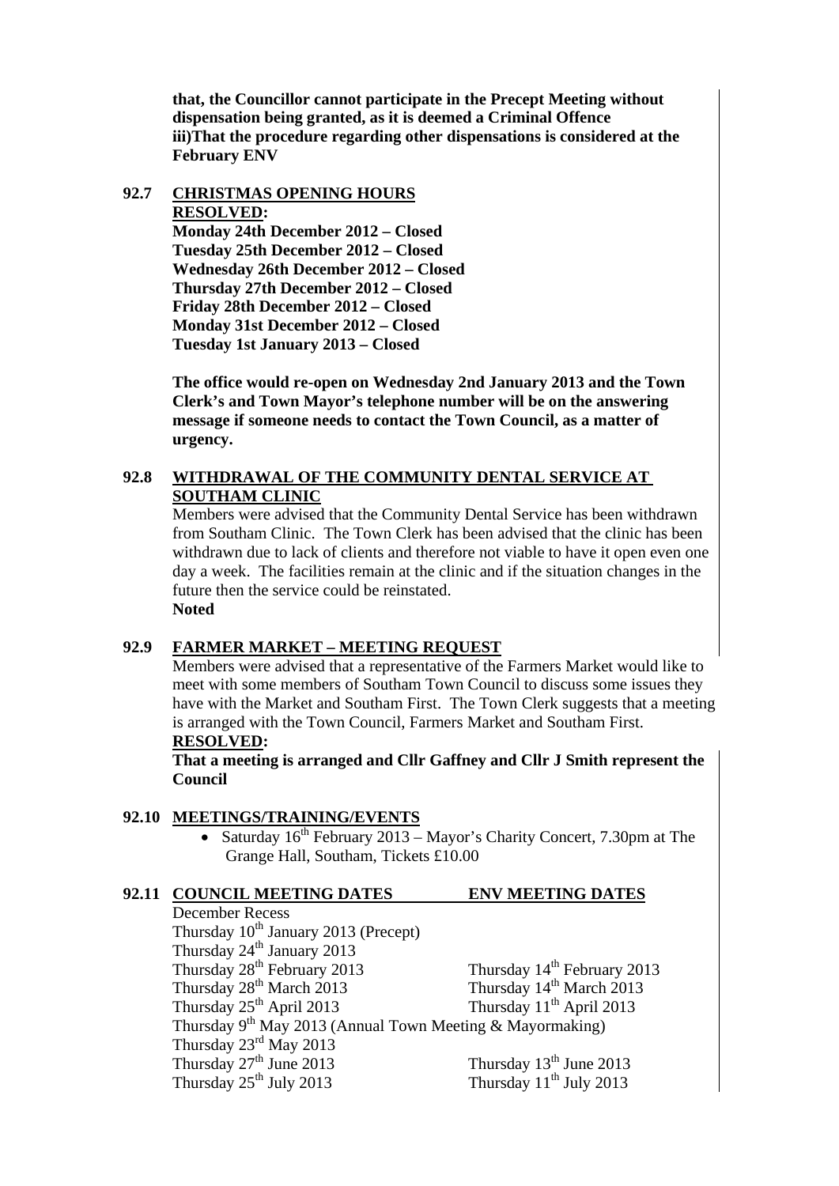**that, the Councillor cannot participate in the Precept Meeting without dispensation being granted, as it is deemed a Criminal Offence**
**iii)That the procedure regarding other dispensations is considered at the February ENV**

## 92.7 CHRISTMAS OPENING HOURS

**RESOLVED:**

**Monday 24th December 2012 – Closed**
**Tuesday 25th December 2012 – Closed**
**Wednesday 26th December 2012 – Closed**
**Thursday 27th December 2012 – Closed**
**Friday 28th December 2012 – Closed**
**Monday 31st December 2012 – Closed**
**Tuesday 1st January 2013 – Closed**

**The office would re-open on Wednesday 2nd January 2013 and the Town Clerk's and Town Mayor's telephone number will be on the answering message if someone needs to contact the Town Council, as a matter of urgency.**

## 92.8 WITHDRAWAL OF THE COMMUNITY DENTAL SERVICE AT SOUTHAM CLINIC

Members were advised that the Community Dental Service has been withdrawn from Southam Clinic. The Town Clerk has been advised that the clinic has been withdrawn due to lack of clients and therefore not viable to have it open even one day a week. The facilities remain at the clinic and if the situation changes in the future then the service could be reinstated.
**Noted**

## 92.9 FARMER MARKET – MEETING REQUEST

Members were advised that a representative of the Farmers Market would like to meet with some members of Southam Town Council to discuss some issues they have with the Market and Southam First. The Town Clerk suggests that a meeting is arranged with the Town Council, Farmers Market and Southam First.
**RESOLVED:**
**That a meeting is arranged and Cllr Gaffney and Cllr J Smith represent the Council**

## 92.10 MEETINGS/TRAINING/EVENTS

- Saturday 16th February 2013 – Mayor's Charity Concert, 7.30pm at The Grange Hall, Southam, Tickets £10.00

## 92.11 COUNCIL MEETING DATES / ENV MEETING DATES

| COUNCIL MEETING DATES | ENV MEETING DATES |
|---|---|
| December Recess | |
| Thursday 10th January 2013 (Precept) | |
| Thursday 24th January 2013 | |
| Thursday 28th February 2013 | Thursday 14th February 2013 |
| Thursday 28th March 2013 | Thursday 14th March 2013 |
| Thursday 25th April 2013 | Thursday 11th April 2013 |
| Thursday 9th May 2013 (Annual Town Meeting & Mayormaking) | |
| Thursday 23rd May 2013 | |
| Thursday 27th June 2013 | Thursday 13th June 2013 |
| Thursday 25th July 2013 | Thursday 11th July 2013 |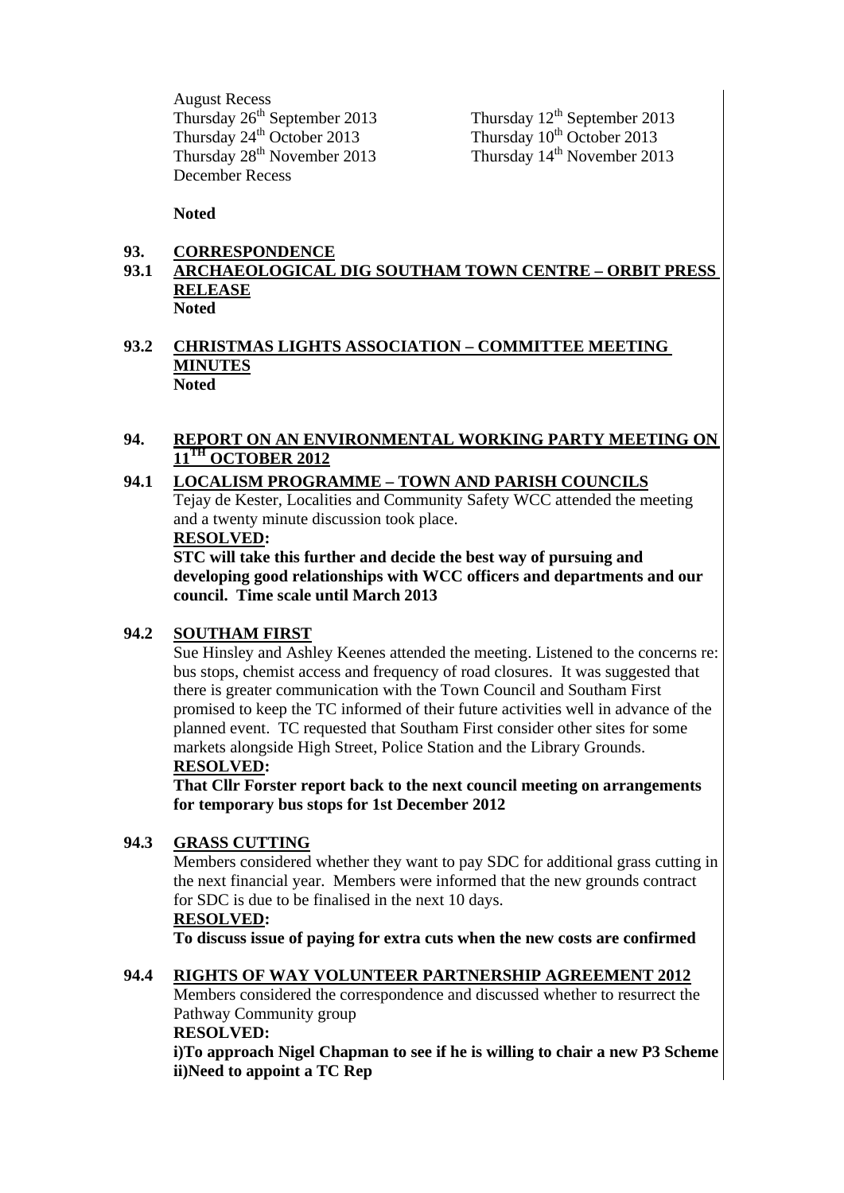| | |
|---|---|
| August Recess | |
| Thursday 26th September 2013 | Thursday 12th September 2013 |
| Thursday 24th October 2013 | Thursday 10th October 2013 |
| Thursday 28th November 2013 | Thursday 14th November 2013 |
| December Recess | |

**Noted**

**93. CORRESPONDENCE**

**93.1 ARCHAEOLOGICAL DIG SOUTHAM TOWN CENTRE – ORBIT PRESS RELEASE**
**Noted**

**93.2 CHRISTMAS LIGHTS ASSOCIATION – COMMITTEE MEETING MINUTES**
**Noted**

**94. REPORT ON AN ENVIRONMENTAL WORKING PARTY MEETING ON 11TH OCTOBER 2012**

**94.1 LOCALISM PROGRAMME – TOWN AND PARISH COUNCILS**

Tejay de Kester, Localities and Community Safety WCC attended the meeting and a twenty minute discussion took place.

**RESOLVED:**

**STC will take this further and decide the best way of pursuing and developing good relationships with WCC officers and departments and our council. Time scale until March 2013**

**94.2 SOUTHAM FIRST**

Sue Hinsley and Ashley Keenes attended the meeting. Listened to the concerns re: bus stops, chemist access and frequency of road closures. It was suggested that there is greater communication with the Town Council and Southam First promised to keep the TC informed of their future activities well in advance of the planned event. TC requested that Southam First consider other sites for some markets alongside High Street, Police Station and the Library Grounds.

**RESOLVED:**

**That Cllr Forster report back to the next council meeting on arrangements for temporary bus stops for 1st December 2012**

**94.3 GRASS CUTTING**

Members considered whether they want to pay SDC for additional grass cutting in the next financial year. Members were informed that the new grounds contract for SDC is due to be finalised in the next 10 days.

**RESOLVED:**

**To discuss issue of paying for extra cuts when the new costs are confirmed**

**94.4 RIGHTS OF WAY VOLUNTEER PARTNERSHIP AGREEMENT 2012**

Members considered the correspondence and discussed whether to resurrect the Pathway Community group

**RESOLVED:**

**i)To approach Nigel Chapman to see if he is willing to chair a new P3 Scheme**
**ii)Need to appoint a TC Rep**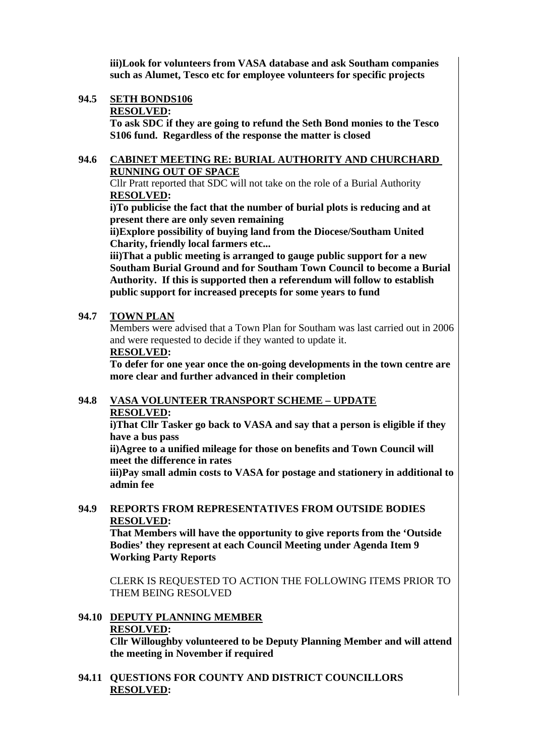**iii)Look for volunteers from VASA database and ask Southam companies such as Alumet, Tesco etc for employee volunteers for specific projects**

**94.5 <u>SETH BONDS106</u>**

**<u>RESOLVED</u>:**

**To ask SDC if they are going to refund the Seth Bond monies to the Tesco S106 fund. Regardless of the response the matter is closed**

**94.6 <u>CABINET MEETING RE: BURIAL AUTHORITY AND CHURCHARD RUNNING OUT OF SPACE</u>**

Cllr Pratt reported that SDC will not take on the role of a Burial Authority

**<u>RESOLVED</u>:**

**i)To publicise the fact that the number of burial plots is reducing and at present there are only seven remaining**

**ii)Explore possibility of buying land from the Diocese/Southam United Charity, friendly local farmers etc...**

**iii)That a public meeting is arranged to gauge public support for a new Southam Burial Ground and for Southam Town Council to become a Burial Authority. If this is supported then a referendum will follow to establish public support for increased precepts for some years to fund**

**94.7 <u>TOWN PLAN</u>**

Members were advised that a Town Plan for Southam was last carried out in 2006 and were requested to decide if they wanted to update it.

**<u>RESOLVED</u>:**

**To defer for one year once the on-going developments in the town centre are more clear and further advanced in their completion**

**94.8 <u>VASA VOLUNTEER TRANSPORT SCHEME – UPDATE</u>**

**<u>RESOLVED</u>:**

**i)That Cllr Tasker go back to VASA and say that a person is eligible if they have a bus pass**

**ii)Agree to a unified mileage for those on benefits and Town Council will meet the difference in rates**

**iii)Pay small admin costs to VASA for postage and stationery in additional to admin fee**

**94.9 REPORTS FROM REPRESENTATIVES FROM OUTSIDE BODIES**

**<u>RESOLVED</u>:**

**That Members will have the opportunity to give reports from the 'Outside Bodies' they represent at each Council Meeting under Agenda Item 9 Working Party Reports**

CLERK IS REQUESTED TO ACTION THE FOLLOWING ITEMS PRIOR TO THEM BEING RESOLVED

**94.10 <u>DEPUTY PLANNING MEMBER</u>**

**<u>RESOLVED</u>:**

**Cllr Willoughby volunteered to be Deputy Planning Member and will attend the meeting in November if required**

**94.11 QUESTIONS FOR COUNTY AND DISTRICT COUNCILLORS**

**<u>RESOLVED</u>:**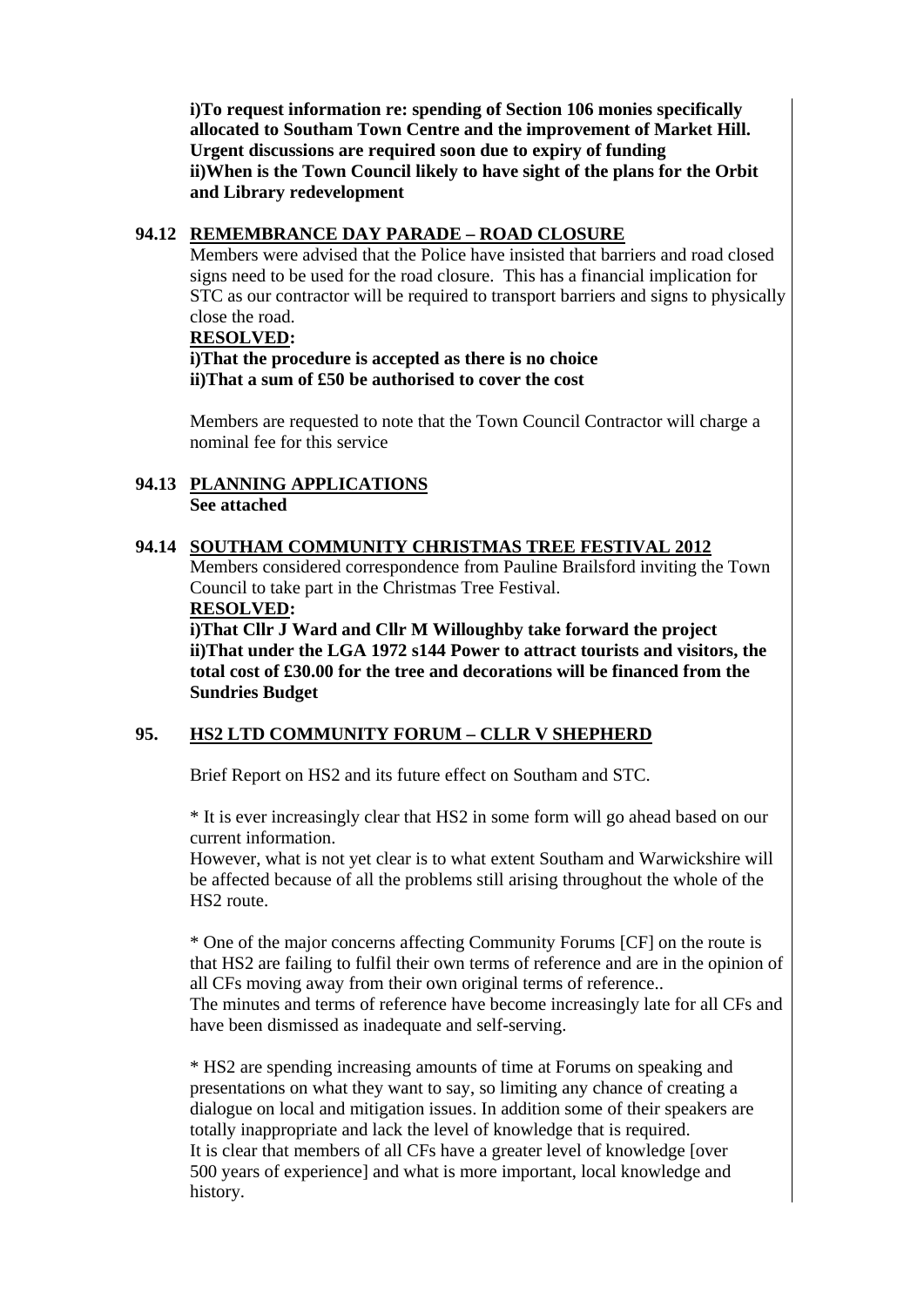**i)To request information re: spending of Section 106 monies specifically allocated to Southam Town Centre and the improvement of Market Hill. Urgent discussions are required soon due to expiry of funding**
**ii)When is the Town Council likely to have sight of the plans for the Orbit and Library redevelopment**

### 94.12 REMEMBRANCE DAY PARADE – ROAD CLOSURE

Members were advised that the Police have insisted that barriers and road closed signs need to be used for the road closure. This has a financial implication for STC as our contractor will be required to transport barriers and signs to physically close the road.

**RESOLVED:**
**i)That the procedure is accepted as there is no choice**
**ii)That a sum of £50 be authorised to cover the cost**

Members are requested to note that the Town Council Contractor will charge a nominal fee for this service

### 94.13 PLANNING APPLICATIONS

**See attached**

### 94.14 SOUTHAM COMMUNITY CHRISTMAS TREE FESTIVAL 2012

Members considered correspondence from Pauline Brailsford inviting the Town Council to take part in the Christmas Tree Festival.

**RESOLVED:**
**i)That Cllr J Ward and Cllr M Willoughby take forward the project**
**ii)That under the LGA 1972 s144 Power to attract tourists and visitors, the total cost of £30.00 for the tree and decorations will be financed from the Sundries Budget**

## 95. HS2 LTD COMMUNITY FORUM – CLLR V SHEPHERD

Brief Report on HS2 and its future effect on Southam and STC.

* It is ever increasingly clear that HS2 in some form will go ahead based on our current information.
However, what is not yet clear is to what extent Southam and Warwickshire will be affected because of all the problems still arising throughout the whole of the HS2 route.

* One of the major concerns affecting Community Forums [CF] on the route is that HS2 are failing to fulfil their own terms of reference and are in the opinion of all CFs moving away from their own original terms of reference..
The minutes and terms of reference have become increasingly late for all CFs and have been dismissed as inadequate and self-serving.

* HS2 are spending increasing amounts of time at Forums on speaking and presentations on what they want to say, so limiting any chance of creating a dialogue on local and mitigation issues. In addition some of their speakers are totally inappropriate and lack the level of knowledge that is required.
It is clear that members of all CFs have a greater level of knowledge [over 500 years of experience] and what is more important, local knowledge and history.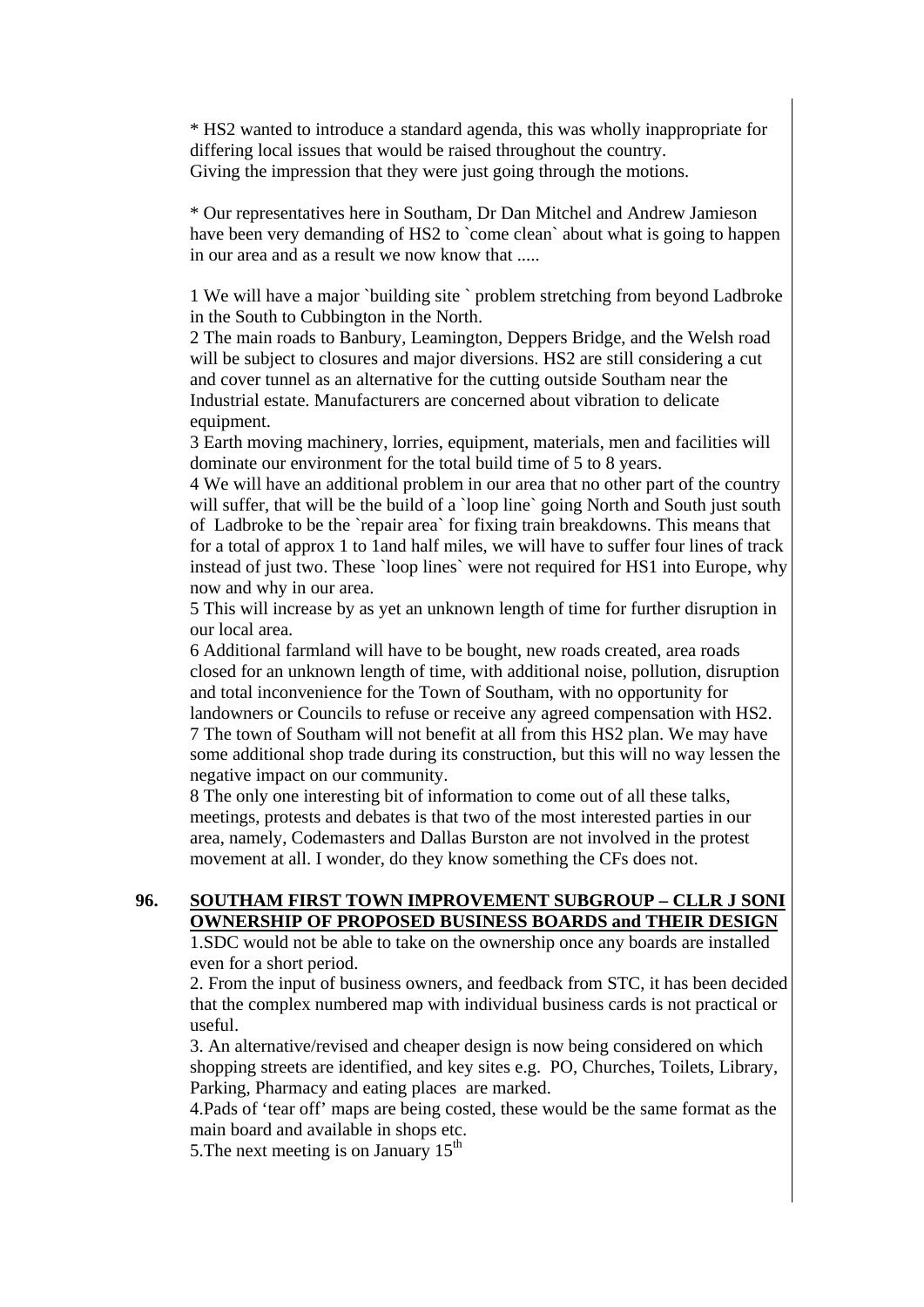* HS2 wanted to introduce a standard agenda, this was wholly inappropriate for differing local issues that would be raised throughout the country.
Giving the impression that they were just going through the motions.

* Our representatives here in Southam, Dr Dan Mitchel and Andrew Jamieson have been very demanding of HS2 to `come clean` about what is going to happen in our area and as a result we now know that .....

1 We will have a major `building site ` problem stretching from beyond Ladbroke in the South to Cubbington in the North.
2 The main roads to Banbury, Leamington, Deppers Bridge, and the Welsh road will be subject to closures and major diversions. HS2 are still considering a cut and cover tunnel as an alternative for the cutting outside Southam near the Industrial estate. Manufacturers are concerned about vibration to delicate equipment.
3 Earth moving machinery, lorries, equipment, materials, men and facilities will dominate our environment for the total build time of 5 to 8 years.
4 We will have an additional problem in our area that no other part of the country will suffer, that will be the build of a `loop line` going North and South just south of Ladbroke to be the `repair area` for fixing train breakdowns. This means that for a total of approx 1 to 1and half miles, we will have to suffer four lines of track instead of just two. These `loop lines` were not required for HS1 into Europe, why now and why in our area.
5 This will increase by as yet an unknown length of time for further disruption in our local area.
6 Additional farmland will have to be bought, new roads created, area roads closed for an unknown length of time, with additional noise, pollution, disruption and total inconvenience for the Town of Southam, with no opportunity for landowners or Councils to refuse or receive any agreed compensation with HS2.
7 The town of Southam will not benefit at all from this HS2 plan. We may have some additional shop trade during its construction, but this will no way lessen the negative impact on our community.
8 The only one interesting bit of information to come out of all these talks, meetings, protests and debates is that two of the most interested parties in our area, namely, Codemasters and Dallas Burston are not involved in the protest movement at all. I wonder, do they know something the CFs does not.

**96. SOUTHAM FIRST TOWN IMPROVEMENT SUBGROUP – CLLR J SONI OWNERSHIP OF PROPOSED BUSINESS BOARDS and THEIR DESIGN**

1.SDC would not be able to take on the ownership once any boards are installed even for a short period.
2. From the input of business owners, and feedback from STC, it has been decided that the complex numbered map with individual business cards is not practical or useful.
3. An alternative/revised and cheaper design is now being considered on which shopping streets are identified, and key sites e.g. PO, Churches, Toilets, Library, Parking, Pharmacy and eating places are marked.
4.Pads of 'tear off' maps are being costed, these would be the same format as the main board and available in shops etc.
5.The next meeting is on January 15th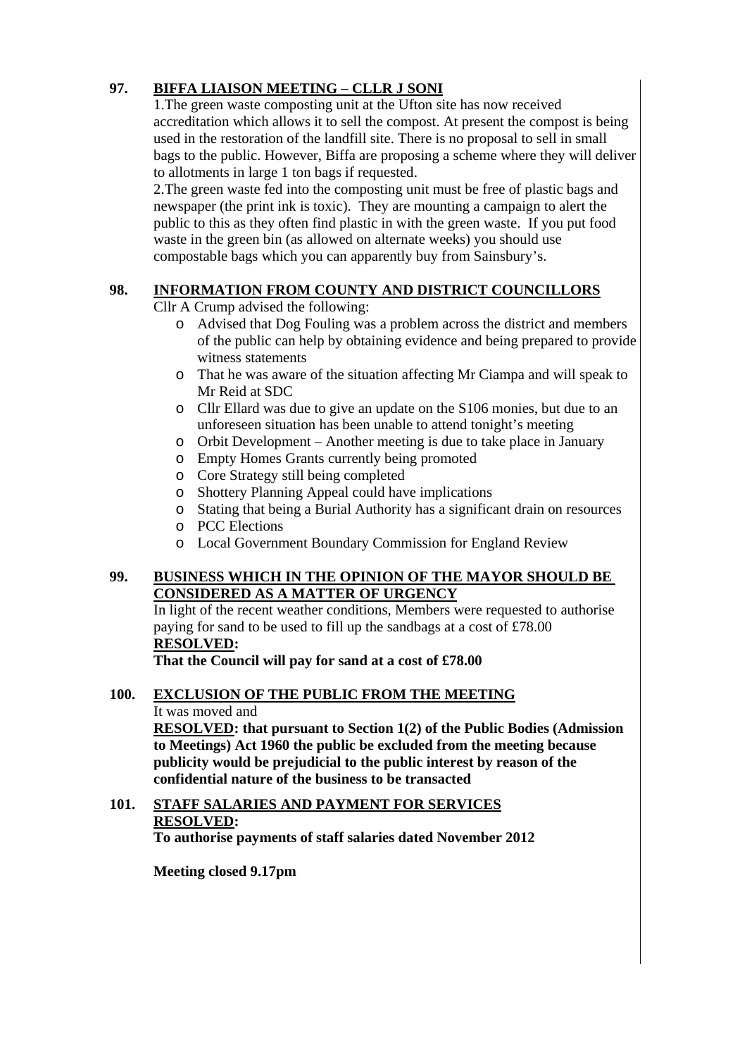## 97. BIFFA LIAISON MEETING – CLLR J SONI

1.The green waste composting unit at the Ufton site has now received accreditation which allows it to sell the compost. At present the compost is being used in the restoration of the landfill site. There is no proposal to sell in small bags to the public. However, Biffa are proposing a scheme where they will deliver to allotments in large 1 ton bags if requested.

2.The green waste fed into the composting unit must be free of plastic bags and newspaper (the print ink is toxic). They are mounting a campaign to alert the public to this as they often find plastic in with the green waste. If you put food waste in the green bin (as allowed on alternate weeks) you should use compostable bags which you can apparently buy from Sainsbury's.

## 98. INFORMATION FROM COUNTY AND DISTRICT COUNCILLORS

Cllr A Crump advised the following:

- Advised that Dog Fouling was a problem across the district and members of the public can help by obtaining evidence and being prepared to provide witness statements
- That he was aware of the situation affecting Mr Ciampa and will speak to Mr Reid at SDC
- Cllr Ellard was due to give an update on the S106 monies, but due to an unforeseen situation has been unable to attend tonight's meeting
- Orbit Development – Another meeting is due to take place in January
- Empty Homes Grants currently being promoted
- Core Strategy still being completed
- Shottery Planning Appeal could have implications
- Stating that being a Burial Authority has a significant drain on resources
- PCC Elections
- Local Government Boundary Commission for England Review

## 99. BUSINESS WHICH IN THE OPINION OF THE MAYOR SHOULD BE CONSIDERED AS A MATTER OF URGENCY

In light of the recent weather conditions, Members were requested to authorise paying for sand to be used to fill up the sandbags at a cost of £78.00

**RESOLVED:**

**That the Council will pay for sand at a cost of £78.00**

## 100. EXCLUSION OF THE PUBLIC FROM THE MEETING

It was moved and

**RESOLVED: that pursuant to Section 1(2) of the Public Bodies (Admission to Meetings) Act 1960 the public be excluded from the meeting because publicity would be prejudicial to the public interest by reason of the confidential nature of the business to be transacted**

## 101. STAFF SALARIES AND PAYMENT FOR SERVICES

**RESOLVED:**

**To authorise payments of staff salaries dated November 2012**

**Meeting closed 9.17pm**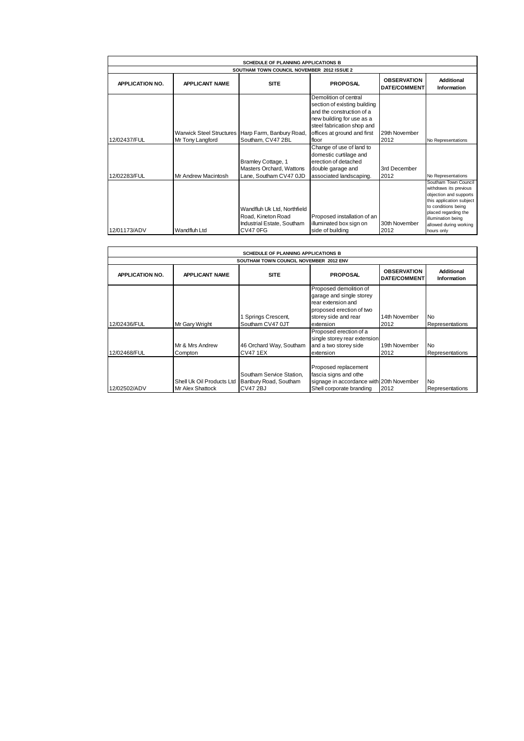| SCHEDULE OF PLANNING APPLICATIONS B | | | | | |
|---|---|---|---|---|---|
| SOUTHAM TOWN COUNCIL NOVEMBER 2012 ISSUE 2 | | | | | |
| **APPLICATION NO.** | **APPLICANT NAME** | **SITE** | **PROPOSAL** | **OBSERVATION DATE/COMMENT** | **Additional Information** |
| 12/02437/FUL | Warwick Steel Structures Mr Tony Langford | Harp Farm, Banbury Road, Southam, CV47 2BL | Demolition of central section of existing building and the construction of a new building for use as a steel fabrication shop and offices at ground and first floor | 29th November 2012 | No Representations |
| 12/02283/FUL | Mr Andrew Macintosh | Bramley Cottage, 1 Masters Orchard, Wattons Lane, Southam CV47 0JD | Change of use of land to domestic curtilage and erection of detached double garage and associated landscaping. | 3rd December 2012 | No Representations |
| 12/01173/ADV | Wandfluh Ltd | Wandfluh Uk Ltd, Northfield Road, Kineton Road Industrial Estate, Southam CV47 0FG | Proposed installation of an illuminated box sign on side of building | 30th November 2012 | Southam Town Council withdraws its previous objection and supports this application subject to conditions being placed regarding the illumination being allowed during working hours only |

| SCHEDULE OF PLANNING APPLICATIONS B | | | | | |
|---|---|---|---|---|---|
| SOUTHAM TOWN COUNCIL NOVEMBER 2012 ENV | | | | | |
| **APPLICATION NO.** | **APPLICANT NAME** | **SITE** | **PROPOSAL** | **OBSERVATION DATE/COMMENT** | **Additional Information** |
| 12/02436/FUL | Mr Gary Wright | 1 Springs Crescent, Southam CV47 0JT | Proposed demolition of garage and single storey rear extension and proposed erection of two storey side and rear extension | 14th November 2012 | No Representations |
| 12/02468/FUL | Mr & Mrs Andrew Compton | 46 Orchard Way, Southam CV47 1EX | Proposed erection of a single storey rear extension and a two storey side extension | 19th November 2012 | No Representations |
| 12/02502/ADV | Shell Uk Oil Products Ltd Mr Alex Shattock | Southam Service Station, Banbury Road, Southam CV47 2BJ | Proposed replacement fascia signs and othe signage in accordance with Shell corporate branding | 20th November 2012 | No Representations |